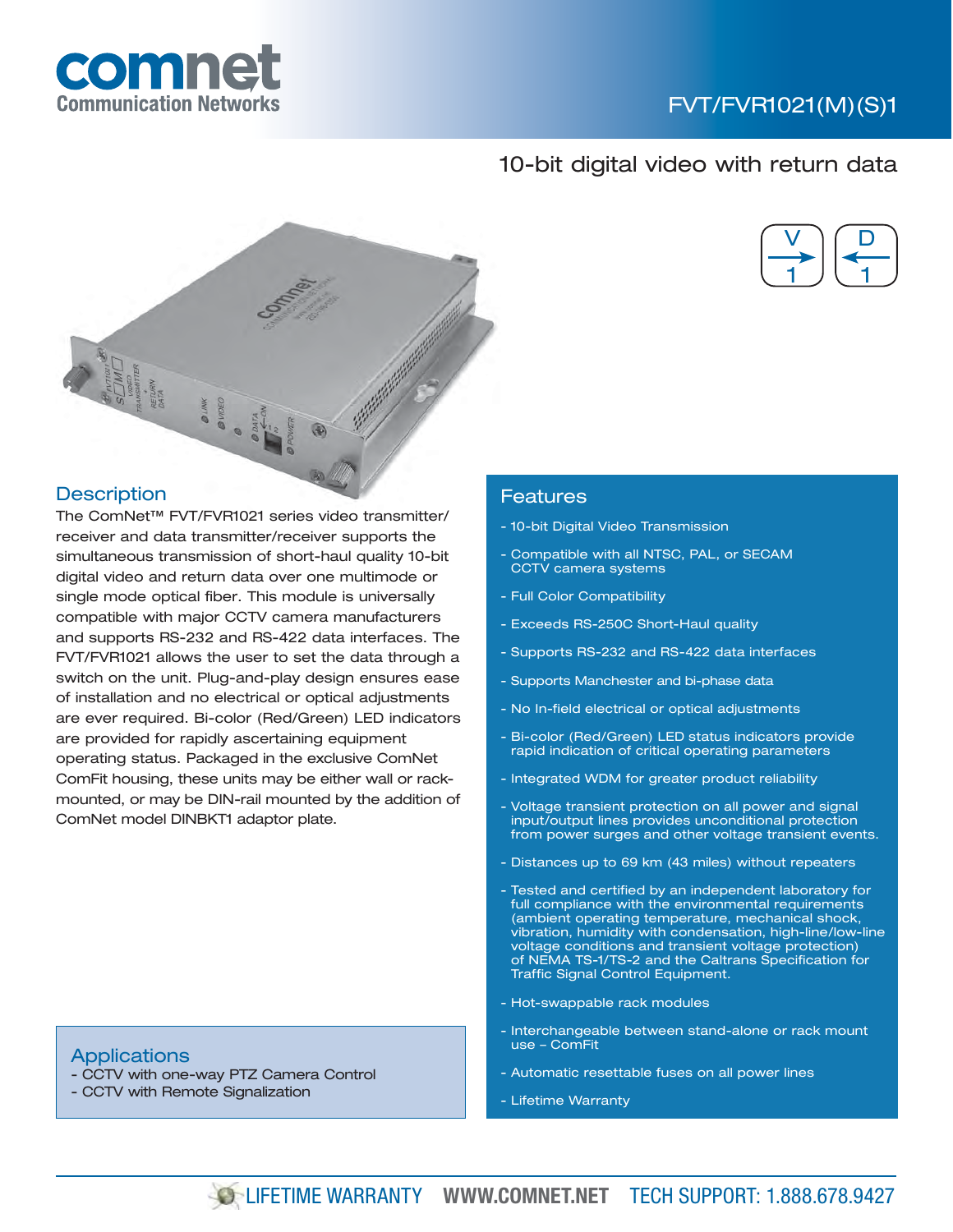# FVT/FVR1021(M)(S)1

## 10-bit digital video with return data

## Description

The ComNet™ FVT/FVR1021 series video transmitter/receiver and data transmitter/receiver supports the simultaneous transmission of short-haul quality 10-bit digital video and return data over one multimode or single mode optical fiber. This module is universally compatible with major CCTV camera manufacturers and supports RS-232 and RS-422 data interfaces. The FVT/FVR1021 allows the user to set the data through a switch on the unit. Plug-and-play design ensures ease of installation and no electrical or optical adjustments are ever required. Bi-color (Red/Green) LED indicators are provided for rapidly ascertaining equipment operating status. Packaged in the exclusive ComNet ComFit housing, these units may be either wall or rack-mounted, or may be DIN-rail mounted by the addition of ComNet model DINBKT1 adaptor plate.

## Applications

- CCTV with one-way PTZ Camera Control
- CCTV with Remote Signalization

## Features

- 10-bit Digital Video Transmission
- Compatible with all NTSC, PAL, or SECAM CCTV camera systems
- Full Color Compatibility
- Exceeds RS-250C Short-Haul quality
- Supports RS-232 and RS-422 data interfaces
- Supports Manchester and bi-phase data
- No In-field electrical or optical adjustments
- Bi-color (Red/Green) LED status indicators provide rapid indication of critical operating parameters
- Integrated WDM for greater product reliability
- Voltage transient protection on all power and signal input/output lines provides unconditional protection from power surges and other voltage transient events.
- Distances up to 69 km (43 miles) without repeaters
- Tested and certified by an independent laboratory for full compliance with the environmental requirements (ambient operating temperature, mechanical shock, vibration, humidity with condensation, high-line/low-line voltage conditions and transient voltage protection) of NEMA TS-1/TS-2 and the Caltrans Specification for Traffic Signal Control Equipment.
- Hot-swappable rack modules
- Interchangeable between stand-alone or rack mount use – ComFit
- Automatic resettable fuses on all power lines
- Lifetime Warranty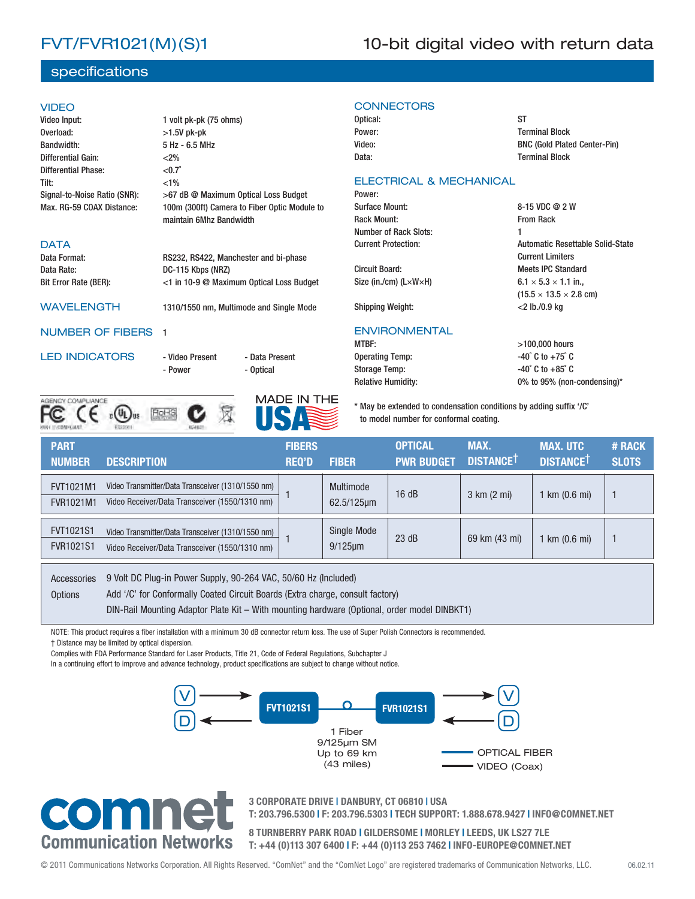# FVT/FVR1021(M)(S)1

10-bit digital video with return data

## specifications

### VIDEO

| | |
|---|---|
| Video Input: | 1 volt pk-pk (75 ohms) |
| Overload: | >1.5V pk-pk |
| Bandwidth: | 5 Hz - 6.5 MHz |
| Differential Gain: | <2% |
| Differential Phase: | <0.7° |
| Tilt: | <1% |
| Signal-to-Noise Ratio (SNR): | >67 dB @ Maximum Optical Loss Budget |
| Max. RG-59 COAX Distance: | 100m (300ft) Camera to Fiber Optic Module to maintain 6Mhz Bandwidth |

### DATA

| | |
|---|---|
| Data Format: | RS232, RS422, Manchester and bi-phase |
| Data Rate: | DC-115 Kbps (NRZ) |
| Bit Error Rate (BER): | <1 in 10-9 @ Maximum Optical Loss Budget |

### WAVELENGTH

1310/1550 nm, Multimode and Single Mode

### NUMBER OF FIBERS

1

### LED INDICATORS

- Video Present
- Data Present
- Power
- Optical

AGENCY COMPLIANCE

MADE IN THE USA

### CONNECTORS

| | |
|---|---|
| Optical: | ST |
| Power: | Terminal Block |
| Video: | BNC (Gold Plated Center-Pin) |
| Data: | Terminal Block |

### ELECTRICAL & MECHANICAL

| | |
|---|---|
| Power: | |
| Surface Mount: | 8-15 VDC @ 2 W |
| Rack Mount: | From Rack |
| Number of Rack Slots: | 1 |
| Current Protection: | Automatic Resettable Solid-State Current Limiters |
| Circuit Board: | Meets IPC Standard |
| Size (in./cm) (L×W×H) | 6.1 × 5.3 × 1.1 in., (15.5 × 13.5 × 2.8 cm) |
| Shipping Weight: | <2 lb./0.9 kg |

### ENVIRONMENTAL

| | |
|---|---|
| MTBF: | >100,000 hours |
| Operating Temp: | -40° C to +75° C |
| Storage Temp: | -40° C to +85° C |
| Relative Humidity: | 0% to 95% (non-condensing)* |

\* May be extended to condensation conditions by adding suffix '/C' to model number for conformal coating.

| PART NUMBER | DESCRIPTION | FIBERS REQ'D | FIBER | OPTICAL PWR BUDGET | MAX. DISTANCE† | MAX. UTC DISTANCE† | # RACK SLOTS |
|---|---|---|---|---|---|---|---|
| FVT1021M1 | Video Transmitter/Data Transceiver (1310/1550 nm) | 1 | Multimode 62.5/125µm | 16 dB | 3 km (2 mi) | 1 km (0.6 mi) | 1 |
| FVR1021M1 | Video Receiver/Data Transceiver (1550/1310 nm) | | | | | | |
| FVT1021S1 | Video Transmitter/Data Transceiver (1310/1550 nm) | 1 | Single Mode 9/125µm | 23 dB | 69 km (43 mi) | 1 km (0.6 mi) | 1 |
| FVR1021S1 | Video Receiver/Data Transceiver (1550/1310 nm) | | | | | | |

| | |
|---|---|
| Accessories | 9 Volt DC Plug-in Power Supply, 90-264 VAC, 50/60 Hz (Included) |
| Options | Add '/C' for Conformally Coated Circuit Boards (Extra charge, consult factory) |
| | DIN-Rail Mounting Adaptor Plate Kit – With mounting hardware (Optional, order model DINBKT1) |

NOTE: This product requires a fiber installation with a minimum 30 dB connector return loss. The use of Super Polish Connectors is recommended.

† Distance may be limited by optical dispersion.

Complies with FDA Performance Standard for Laser Products, Title 21, Code of Federal Regulations, Subchapter J

In a continuing effort to improve and advance technology, product specifications are subject to change without notice.

V
D
FVT1021S1
FVR1021S1
V
D
1 Fiber
9/125µm SM
Up to 69 km
(43 miles)
OPTICAL FIBER
VIDEO (Coax)

comnet Communication Networks

3 CORPORATE DRIVE | DANBURY, CT 06810 | USA
T: 203.796.5300 | F: 203.796.5303 | TECH SUPPORT: 1.888.678.9427 | INFO@COMNET.NET

8 TURNBERRY PARK ROAD | GILDERSOME | MORLEY | LEEDS, UK LS27 7LE
T: +44 (0)113 307 6400 | F: +44 (0)113 253 7462 | INFO-EUROPE@COMNET.NET

© 2011 Communications Networks Corporation. All Rights Reserved. "ComNet" and the "ComNet Logo" are registered trademarks of Communication Networks, LLC. 06.02.11